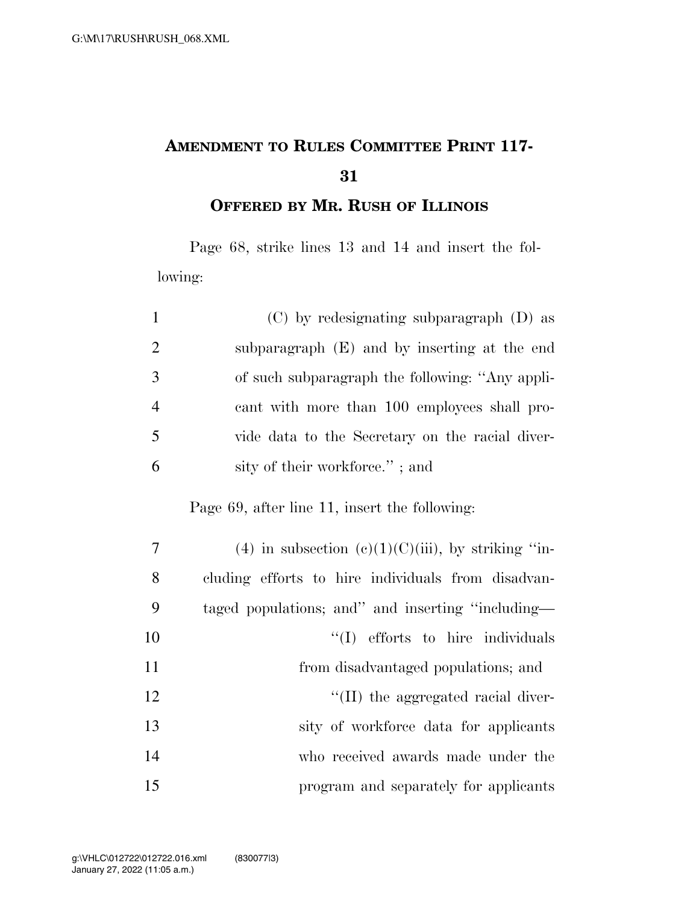# Amendment to Rules Committee Print 117-31

## Offered by Mr. Rush of Illinois

Page 68, strike lines 13 and 14 and insert the following:

1 (C) by redesignating subparagraph (D) as
2 subparagraph (E) and by inserting at the end
3 of such subparagraph the following: "Any appli-
4 cant with more than 100 employees shall pro-
5 vide data to the Secretary on the racial diver-
6 sity of their workforce." ; and

Page 69, after line 11, insert the following:

7 (4) in subsection (c)(1)(C)(iii), by striking "in-
8 cluding efforts to hire individuals from disadvan-
9 taged populations; and" and inserting "including—
10 "(I) efforts to hire individuals
11 from disadvantaged populations; and
12 "(II) the aggregated racial diver-
13 sity of workforce data for applicants
14 who received awards made under the
15 program and separately for applicants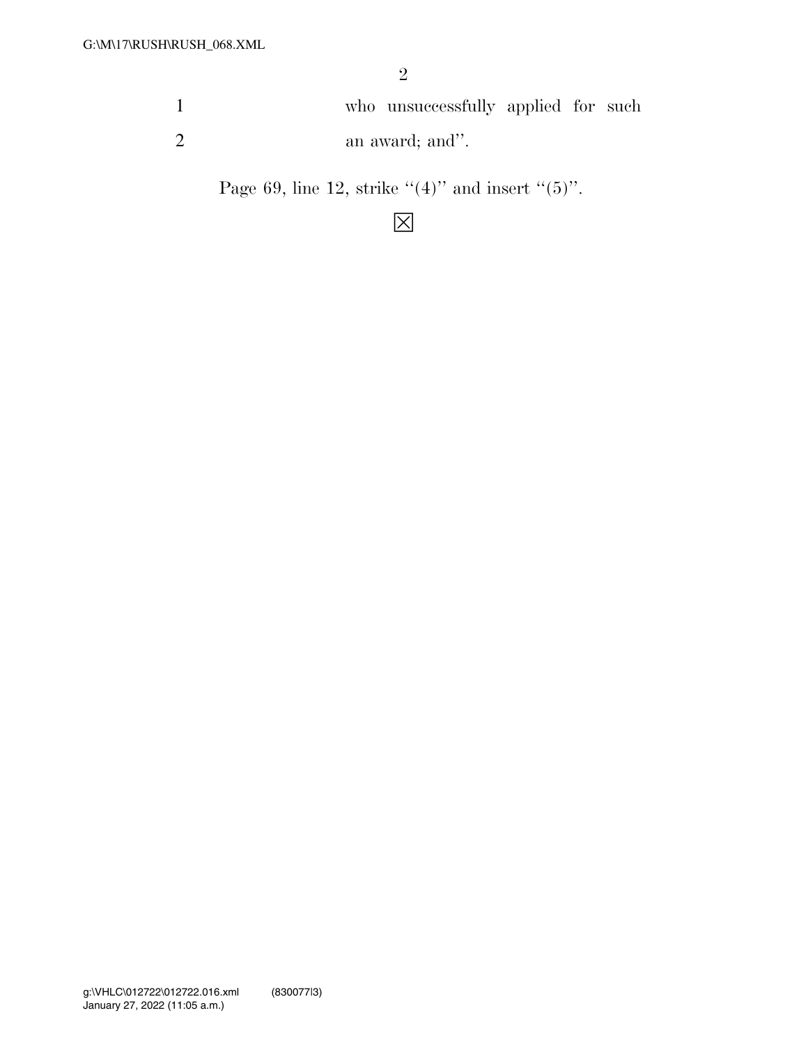1 who unsuccessfully applied for such
2 an award; and''.

Page 69, line 12, strike ''(4)'' and insert ''(5)''.

☒

g:\VHLC\012722\012722.016.xml (830077|3)
January 27, 2022 (11:05 a.m.)